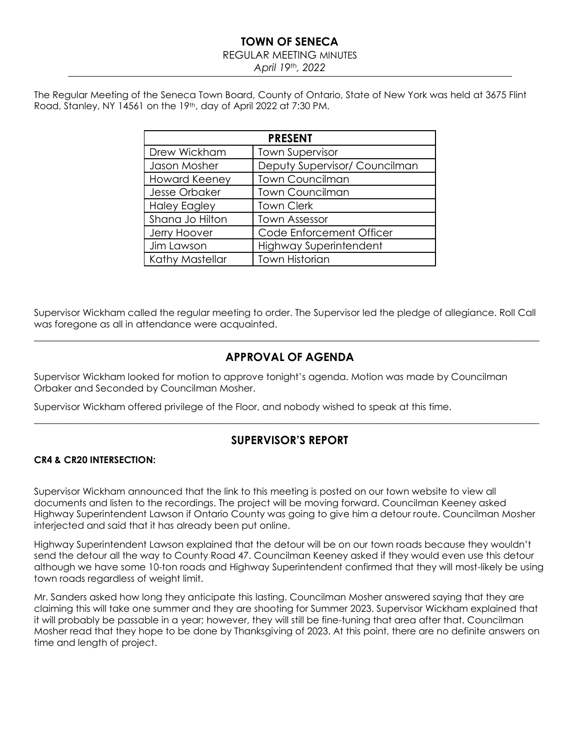# TOWN OF SENECA

REGULAR MEETING MINUTES

*April 19th, 2022*

The Regular Meeting of the Seneca Town Board, County of Ontario, State of New York was held at 3675 Flint Road, Stanley, NY 14561 on the 19th, day of April 2022 at 7:30 PM.

| PRESENT | |
|---|---|
| Drew Wickham | Town Supervisor |
| Jason Mosher | Deputy Supervisor/ Councilman |
| Howard Keeney | Town Councilman |
| Jesse Orbaker | Town Councilman |
| Haley Eagley | Town Clerk |
| Shana Jo Hilton | Town Assessor |
| Jerry Hoover | Code Enforcement Officer |
| Jim Lawson | Highway Superintendent |
| Kathy Mastellar | Town Historian |

Supervisor Wickham called the regular meeting to order. The Supervisor led the pledge of allegiance. Roll Call was foregone as all in attendance were acquainted.

## APPROVAL OF AGENDA

Supervisor Wickham looked for motion to approve tonight's agenda. Motion was made by Councilman Orbaker and Seconded by Councilman Mosher.

Supervisor Wickham offered privilege of the Floor, and nobody wished to speak at this time.

## SUPERVISOR'S REPORT

**CR4 & CR20 INTERSECTION:**

Supervisor Wickham announced that the link to this meeting is posted on our town website to view all documents and listen to the recordings. The project will be moving forward. Councilman Keeney asked Highway Superintendent Lawson if Ontario County was going to give him a detour route. Councilman Mosher interjected and said that it has already been put online.

Highway Superintendent Lawson explained that the detour will be on our town roads because they wouldn't send the detour all the way to County Road 47. Councilman Keeney asked if they would even use this detour although we have some 10-ton roads and Highway Superintendent confirmed that they will most-likely be using town roads regardless of weight limit.

Mr. Sanders asked how long they anticipate this lasting. Councilman Mosher answered saying that they are claiming this will take one summer and they are shooting for Summer 2023. Supervisor Wickham explained that it will probably be passable in a year; however, they will still be fine-tuning that area after that. Councilman Mosher read that they hope to be done by Thanksgiving of 2023. At this point, there are no definite answers on time and length of project.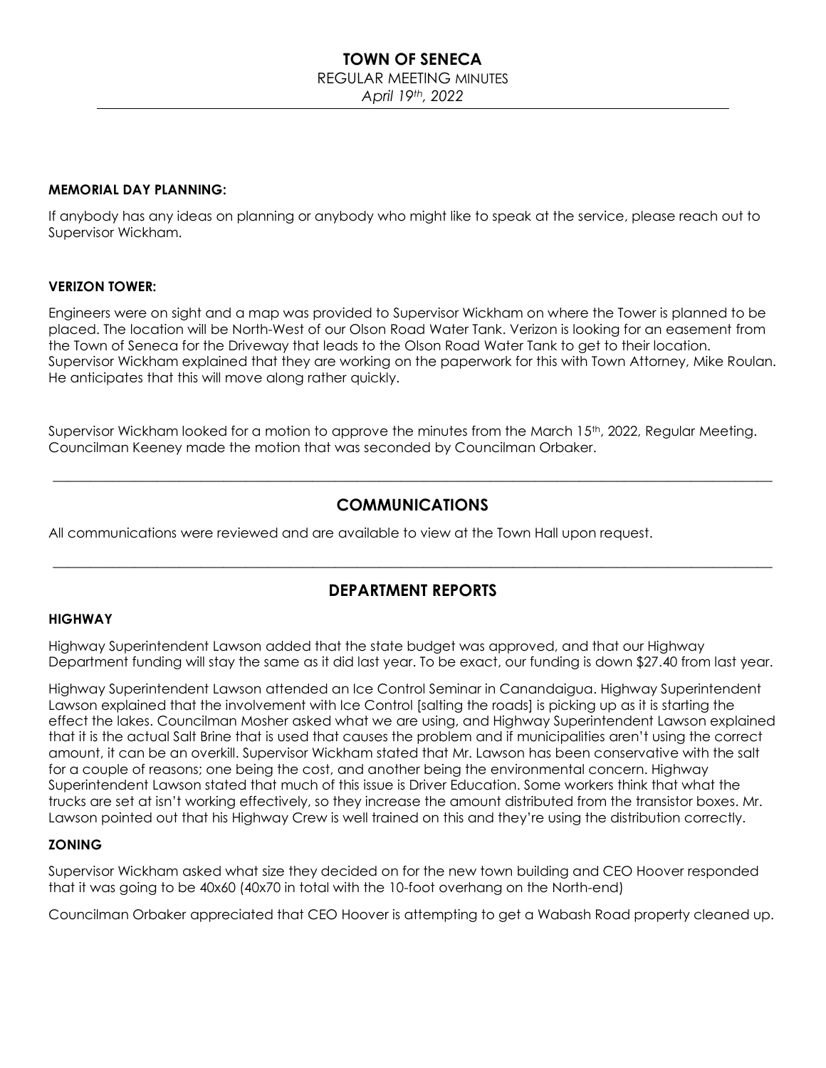**MEMORIAL DAY PLANNING:**

If anybody has any ideas on planning or anybody who might like to speak at the service, please reach out to Supervisor Wickham.

**VERIZON TOWER:**

Engineers were on sight and a map was provided to Supervisor Wickham on where the Tower is planned to be placed. The location will be North-West of our Olson Road Water Tank. Verizon is looking for an easement from the Town of Seneca for the Driveway that leads to the Olson Road Water Tank to get to their location. Supervisor Wickham explained that they are working on the paperwork for this with Town Attorney, Mike Roulan. He anticipates that this will move along rather quickly.

Supervisor Wickham looked for a motion to approve the minutes from the March 15th, 2022, Regular Meeting. Councilman Keeney made the motion that was seconded by Councilman Orbaker.

---

## COMMUNICATIONS

All communications were reviewed and are available to view at the Town Hall upon request.

---

## DEPARTMENT REPORTS

**HIGHWAY**

Highway Superintendent Lawson added that the state budget was approved, and that our Highway Department funding will stay the same as it did last year. To be exact, our funding is down $27.40 from last year.

Highway Superintendent Lawson attended an Ice Control Seminar in Canandaigua. Highway Superintendent Lawson explained that the involvement with Ice Control [salting the roads] is picking up as it is starting the effect the lakes. Councilman Mosher asked what we are using, and Highway Superintendent Lawson explained that it is the actual Salt Brine that is used that causes the problem and if municipalities aren't using the correct amount, it can be an overkill. Supervisor Wickham stated that Mr. Lawson has been conservative with the salt for a couple of reasons; one being the cost, and another being the environmental concern. Highway Superintendent Lawson stated that much of this issue is Driver Education. Some workers think that what the trucks are set at isn't working effectively, so they increase the amount distributed from the transistor boxes. Mr. Lawson pointed out that his Highway Crew is well trained on this and they're using the distribution correctly.

**ZONING**

Supervisor Wickham asked what size they decided on for the new town building and CEO Hoover responded that it was going to be 40x60 (40x70 in total with the 10-foot overhang on the North-end)

Councilman Orbaker appreciated that CEO Hoover is attempting to get a Wabash Road property cleaned up.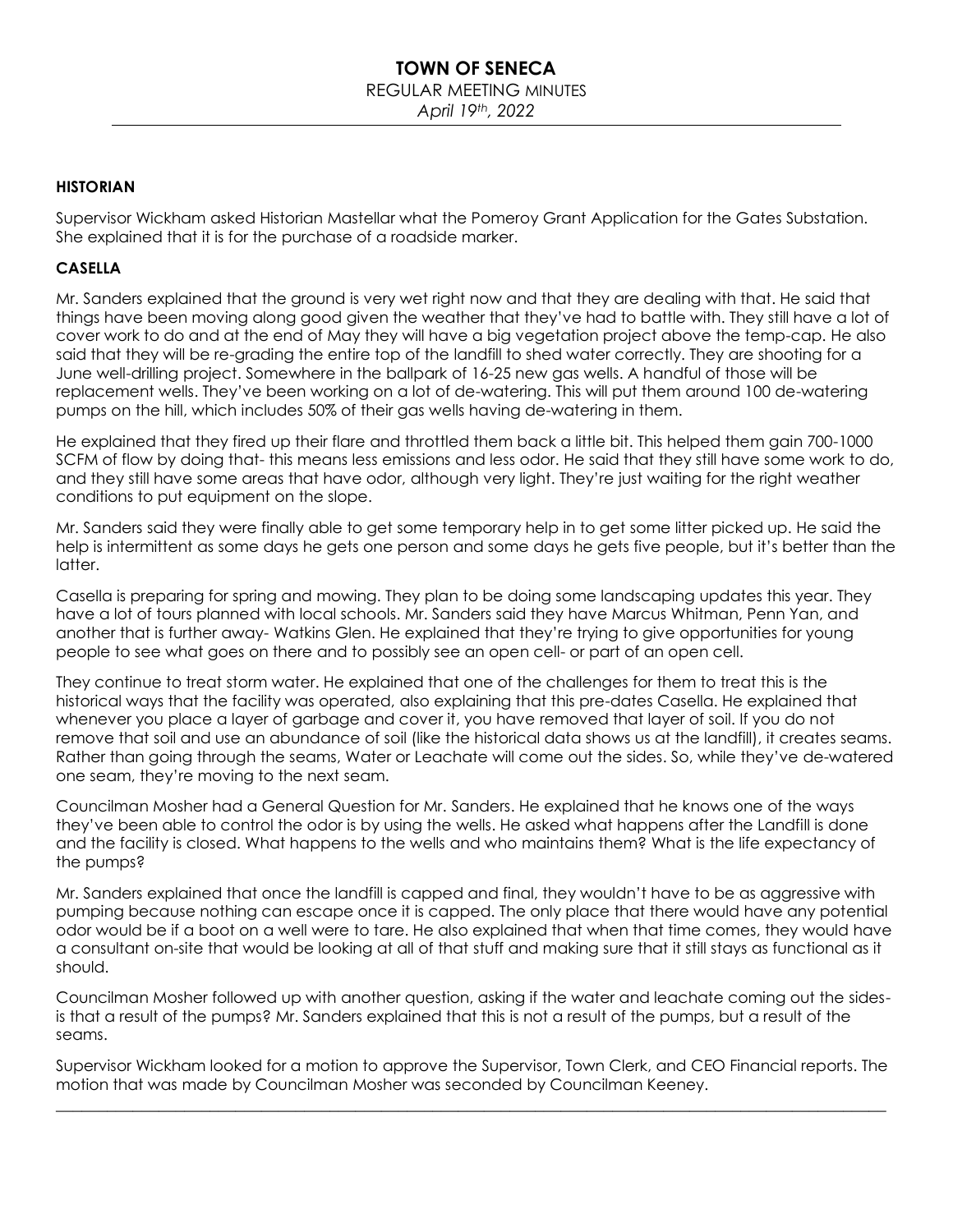# TOWN OF SENECA

REGULAR MEETING MINUTES

*April 19th, 2022*

---

**HISTORIAN**

Supervisor Wickham asked Historian Mastellar what the Pomeroy Grant Application for the Gates Substation. She explained that it is for the purchase of a roadside marker.

**CASELLA**

Mr. Sanders explained that the ground is very wet right now and that they are dealing with that. He said that things have been moving along good given the weather that they've had to battle with. They still have a lot of cover work to do and at the end of May they will have a big vegetation project above the temp-cap. He also said that they will be re-grading the entire top of the landfill to shed water correctly. They are shooting for a June well-drilling project. Somewhere in the ballpark of 16-25 new gas wells. A handful of those will be replacement wells. They've been working on a lot of de-watering. This will put them around 100 de-watering pumps on the hill, which includes 50% of their gas wells having de-watering in them.

He explained that they fired up their flare and throttled them back a little bit. This helped them gain 700-1000 SCFM of flow by doing that- this means less emissions and less odor. He said that they still have some work to do, and they still have some areas that have odor, although very light. They're just waiting for the right weather conditions to put equipment on the slope.

Mr. Sanders said they were finally able to get some temporary help in to get some litter picked up. He said the help is intermittent as some days he gets one person and some days he gets five people, but it's better than the latter.

Casella is preparing for spring and mowing. They plan to be doing some landscaping updates this year. They have a lot of tours planned with local schools. Mr. Sanders said they have Marcus Whitman, Penn Yan, and another that is further away- Watkins Glen. He explained that they're trying to give opportunities for young people to see what goes on there and to possibly see an open cell- or part of an open cell.

They continue to treat storm water. He explained that one of the challenges for them to treat this is the historical ways that the facility was operated, also explaining that this pre-dates Casella. He explained that whenever you place a layer of garbage and cover it, you have removed that layer of soil. If you do not remove that soil and use an abundance of soil (like the historical data shows us at the landfill), it creates seams. Rather than going through the seams, Water or Leachate will come out the sides. So, while they've de-watered one seam, they're moving to the next seam.

Councilman Mosher had a General Question for Mr. Sanders. He explained that he knows one of the ways they've been able to control the odor is by using the wells. He asked what happens after the Landfill is done and the facility is closed. What happens to the wells and who maintains them? What is the life expectancy of the pumps?

Mr. Sanders explained that once the landfill is capped and final, they wouldn't have to be as aggressive with pumping because nothing can escape once it is capped. The only place that there would have any potential odor would be if a boot on a well were to tare. He also explained that when that time comes, they would have a consultant on-site that would be looking at all of that stuff and making sure that it still stays as functional as it should.

Councilman Mosher followed up with another question, asking if the water and leachate coming out the sides- is that a result of the pumps? Mr. Sanders explained that this is not a result of the pumps, but a result of the seams.

Supervisor Wickham looked for a motion to approve the Supervisor, Town Clerk, and CEO Financial reports. The motion that was made by Councilman Mosher was seconded by Councilman Keeney.

---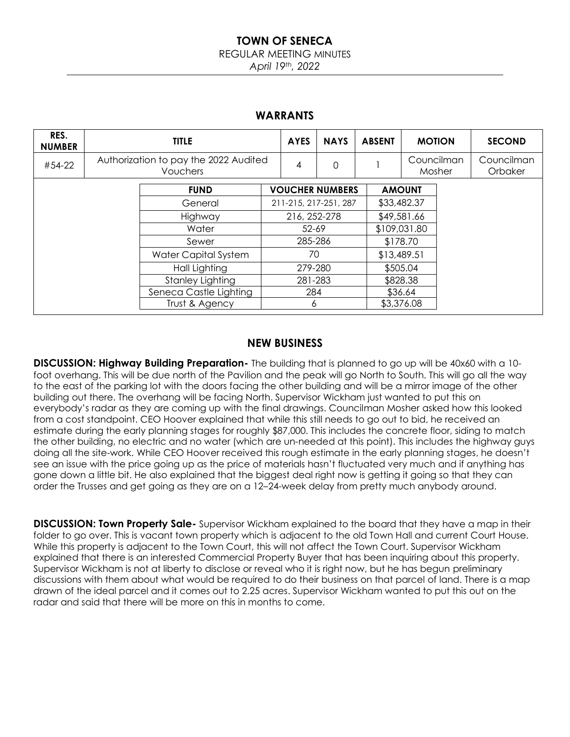# TOWN OF SENECA

REGULAR MEETING MINUTES

*April 19th, 2022*

## WARRANTS

| RES. NUMBER | TITLE | AYES | NAYS | ABSENT | MOTION | SECOND |
|---|---|---|---|---|---|---|
| #54-22 | Authorization to pay the 2022 Audited Vouchers | 4 | 0 | 1 | Councilman Mosher | Councilman Orbaker |

| FUND | VOUCHER NUMBERS | AMOUNT |
|---|---|---|
| General | 211-215, 217-251, 287 | $33,482.37 |
| Highway | 216, 252-278 | $49,581.66 |
| Water | 52-69 | $109,031.80 |
| Sewer | 285-286 | $178.70 |
| Water Capital System | 70 | $13,489.51 |
| Hall Lighting | 279-280 | $505.04 |
| Stanley Lighting | 281-283 | $828.38 |
| Seneca Castle Lighting | 284 | $36.64 |
| Trust & Agency | 6 | $3,376.08 |

## NEW BUSINESS

**DISCUSSION: Highway Building Preparation-** The building that is planned to go up will be 40x60 with a 10-foot overhang. This will be due north of the Pavilion and the peak will go North to South. This will go all the way to the east of the parking lot with the doors facing the other building and will be a mirror image of the other building out there. The overhang will be facing North. Supervisor Wickham just wanted to put this on everybody's radar as they are coming up with the final drawings. Councilman Mosher asked how this looked from a cost standpoint. CEO Hoover explained that while this still needs to go out to bid, he received an estimate during the early planning stages for roughly $87,000. This includes the concrete floor, siding to match the other building, no electric and no water (which are un-needed at this point). This includes the highway guys doing all the site-work. While CEO Hoover received this rough estimate in the early planning stages, he doesn't see an issue with the price going up as the price of materials hasn't fluctuated very much and if anything has gone down a little bit. He also explained that the biggest deal right now is getting it going so that they can order the Trusses and get going as they are on a 12–24-week delay from pretty much anybody around.

**DISCUSSION: Town Property Sale-** Supervisor Wickham explained to the board that they have a map in their folder to go over. This is vacant town property which is adjacent to the old Town Hall and current Court House. While this property is adjacent to the Town Court, this will not affect the Town Court. Supervisor Wickham explained that there is an interested Commercial Property Buyer that has been inquiring about this property. Supervisor Wickham is not at liberty to disclose or reveal who it is right now, but he has begun preliminary discussions with them about what would be required to do their business on that parcel of land. There is a map drawn of the ideal parcel and it comes out to 2.25 acres. Supervisor Wickham wanted to put this out on the radar and said that there will be more on this in months to come.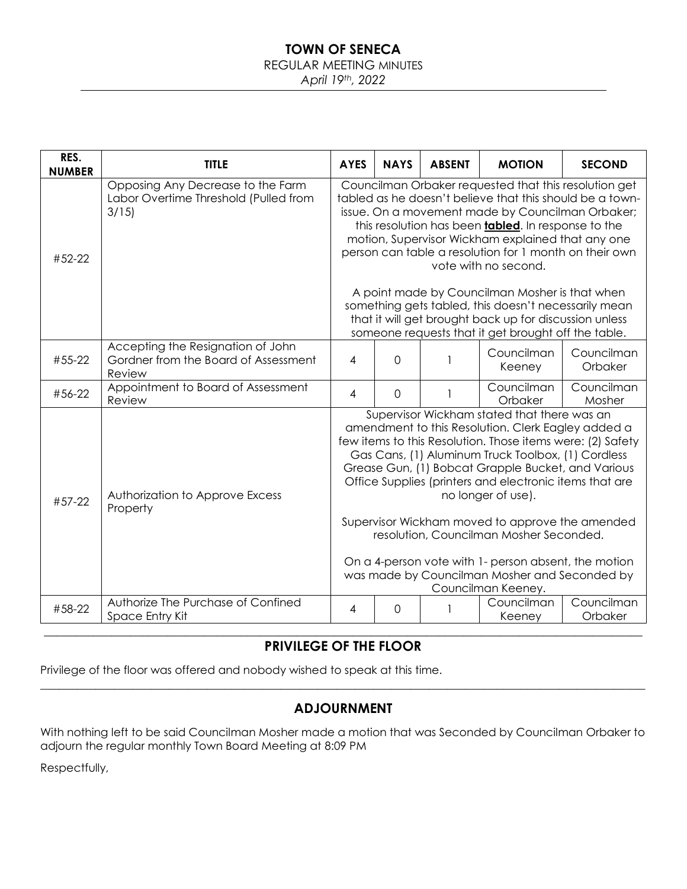**TOWN OF SENECA**

REGULAR MEETING MINUTES

*April 19th, 2022*

| RES. NUMBER | TITLE | AYES | NAYS | ABSENT | MOTION | SECOND |
|---|---|---|---|---|---|---|
| #52-22 | Opposing Any Decrease to the Farm Labor Overtime Threshold (Pulled from 3/15) | Councilman Orbaker requested that this resolution get tabled as he doesn't believe that this should be a town-issue. On a movement made by Councilman Orbaker; this resolution has been **tabled**. In response to the motion, Supervisor Wickham explained that any one person can table a resolution for 1 month on their own vote with no second. A point made by Councilman Mosher is that when something gets tabled, this doesn't necessarily mean that it will get brought back up for discussion unless someone requests that it get brought off the table. | | | | |
| #55-22 | Accepting the Resignation of John Gordner from the Board of Assessment Review | 4 | 0 | 1 | Councilman Keeney | Councilman Orbaker |
| #56-22 | Appointment to Board of Assessment Review | 4 | 0 | 1 | Councilman Orbaker | Councilman Mosher |
| #57-22 | Authorization to Approve Excess Property | Supervisor Wickham stated that there was an amendment to this Resolution. Clerk Eagley added a few items to this Resolution. Those items were: (2) Safety Gas Cans, (1) Aluminum Truck Toolbox, (1) Cordless Grease Gun, (1) Bobcat Grapple Bucket, and Various Office Supplies (printers and electronic items that are no longer of use). Supervisor Wickham moved to approve the amended resolution, Councilman Mosher Seconded. On a 4-person vote with 1- person absent, the motion was made by Councilman Mosher and Seconded by Councilman Keeney. | | | | |
| #58-22 | Authorize The Purchase of Confined Space Entry Kit | 4 | 0 | 1 | Councilman Keeney | Councilman Orbaker |

## PRIVILEGE OF THE FLOOR

Privilege of the floor was offered and nobody wished to speak at this time.

## ADJOURNMENT

With nothing left to be said Councilman Mosher made a motion that was Seconded by Councilman Orbaker to adjourn the regular monthly Town Board Meeting at 8:09 PM

Respectfully,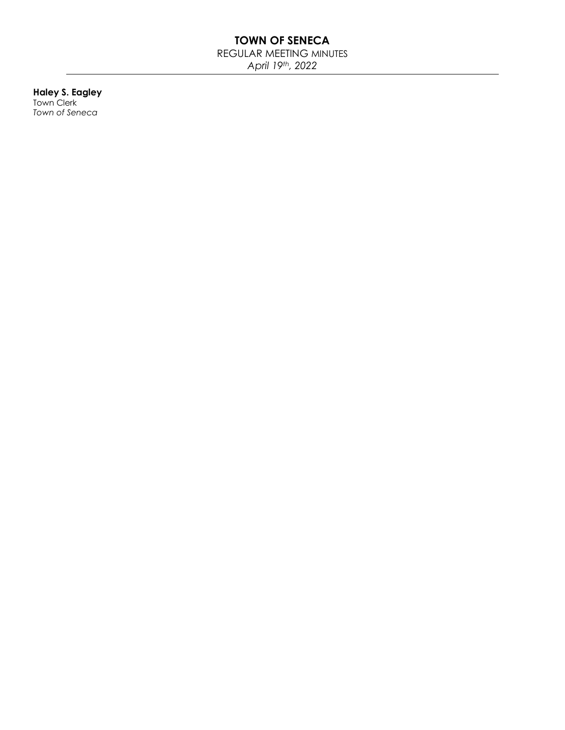**Haley S. Eagley**
Town Clerk
*Town of Seneca*